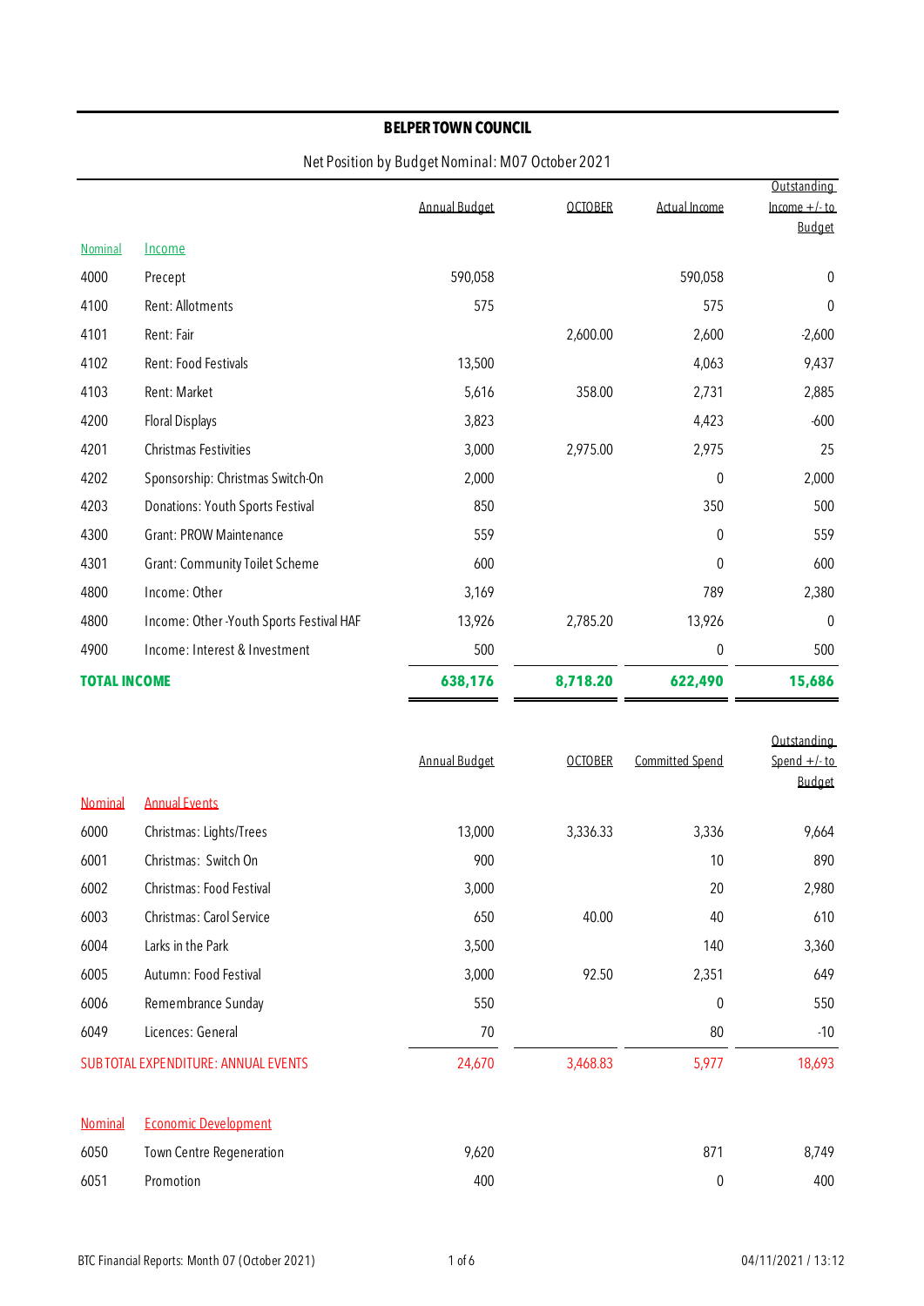# BELPER TOWN COUNCIL

Net Position by Budget Nominal: M07 October 2021

| Nominal | Income | Annual Budget | OCTOBER | Actual Income | Outstanding Income +/- to Budget |
|---|---|---|---|---|---|
| 4000 | Precept | 590,058 | | 590,058 | 0 |
| 4100 | Rent: Allotments | 575 | | 575 | 0 |
| 4101 | Rent: Fair | | 2,600.00 | 2,600 | -2,600 |
| 4102 | Rent: Food Festivals | 13,500 | | 4,063 | 9,437 |
| 4103 | Rent: Market | 5,616 | 358.00 | 2,731 | 2,885 |
| 4200 | Floral Displays | 3,823 | | 4,423 | -600 |
| 4201 | Christmas Festivities | 3,000 | 2,975.00 | 2,975 | 25 |
| 4202 | Sponsorship: Christmas Switch-On | 2,000 | | 0 | 2,000 |
| 4203 | Donations: Youth Sports Festival | 850 | | 350 | 500 |
| 4300 | Grant: PROW Maintenance | 559 | | 0 | 559 |
| 4301 | Grant: Community Toilet Scheme | 600 | | 0 | 600 |
| 4800 | Income: Other | 3,169 | | 789 | 2,380 |
| 4800 | Income: Other -Youth Sports Festival HAF | 13,926 | 2,785.20 | 13,926 | 0 |
| 4900 | Income: Interest & Investment | 500 | | 0 | 500 |
| **TOTAL INCOME** | | **638,176** | **8,718.20** | **622,490** | **15,686** |

| Nominal | Annual Events | Annual Budget | OCTOBER | Committed Spend | Outstanding Spend +/- to Budget |
|---|---|---|---|---|---|
| 6000 | Christmas: Lights/Trees | 13,000 | 3,336.33 | 3,336 | 9,664 |
| 6001 | Christmas: Switch On | 900 | | 10 | 890 |
| 6002 | Christmas: Food Festival | 3,000 | | 20 | 2,980 |
| 6003 | Christmas: Carol Service | 650 | 40.00 | 40 | 610 |
| 6004 | Larks in the Park | 3,500 | | 140 | 3,360 |
| 6005 | Autumn: Food Festival | 3,000 | 92.50 | 2,351 | 649 |
| 6006 | Remembrance Sunday | 550 | | 0 | 550 |
| 6049 | Licences: General | 70 | | 80 | -10 |
| SUB TOTAL EXPENDITURE: ANNUAL EVENTS | | 24,670 | 3,468.83 | 5,977 | 18,693 |

| Nominal | Economic Development | Annual Budget | OCTOBER | Committed Spend | Outstanding Spend +/- to Budget |
|---|---|---|---|---|---|
| 6050 | Town Centre Regeneration | 9,620 | | 871 | 8,749 |
| 6051 | Promotion | 400 | | 0 | 400 |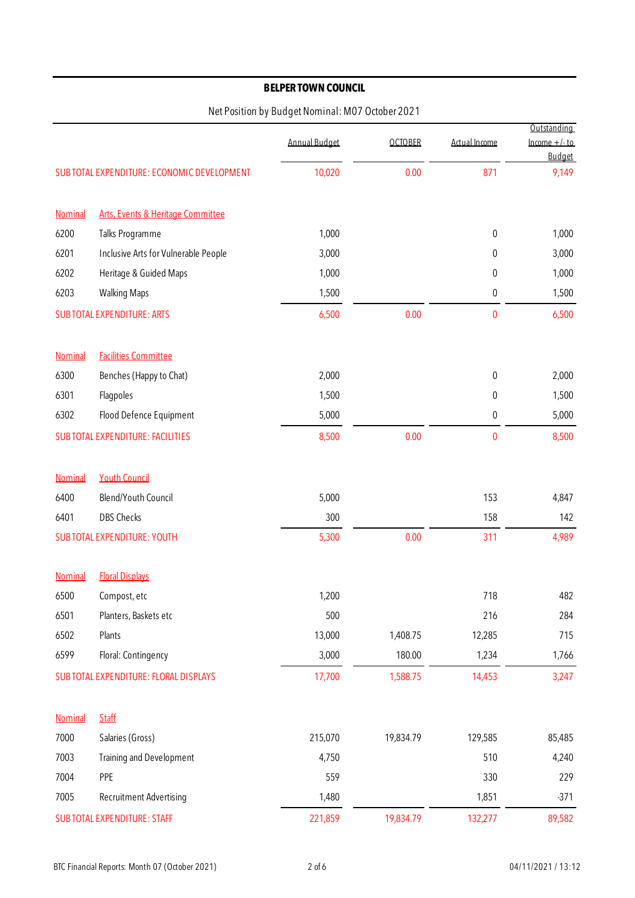**BELPER TOWN COUNCIL**

Net Position by Budget Nominal: M07 October 2021

| | | Annual Budget | OCTOBER | Actual Income | Outstanding Income +/- to Budget |
|---|---|---|---|---|---|
| SUBTOTAL EXPENDITURE: ECONOMIC DEVELOPMENT | | 10,020 | 0.00 | 871 | 9,149 |
| Nominal | Arts, Events & Heritage Committee | | | | |
| 6200 | Talks Programme | 1,000 | | 0 | 1,000 |
| 6201 | Inclusive Arts for Vulnerable People | 3,000 | | 0 | 3,000 |
| 6202 | Heritage & Guided Maps | 1,000 | | 0 | 1,000 |
| 6203 | Walking Maps | 1,500 | | 0 | 1,500 |
| SUBTOTAL EXPENDITURE: ARTS | | 6,500 | 0.00 | 0 | 6,500 |
| Nominal | Facilities Committee | | | | |
| 6300 | Benches (Happy to Chat) | 2,000 | | 0 | 2,000 |
| 6301 | Flagpoles | 1,500 | | 0 | 1,500 |
| 6302 | Flood Defence Equipment | 5,000 | | 0 | 5,000 |
| SUBTOTAL EXPENDITURE: FACILITIES | | 8,500 | 0.00 | 0 | 8,500 |
| Nominal | Youth Council | | | | |
| 6400 | Blend/Youth Council | 5,000 | | 153 | 4,847 |
| 6401 | DBS Checks | 300 | | 158 | 142 |
| SUBTOTAL EXPENDITURE: YOUTH | | 5,300 | 0.00 | 311 | 4,989 |
| Nominal | Floral Displays | | | | |
| 6500 | Compost, etc | 1,200 | | 718 | 482 |
| 6501 | Planters, Baskets etc | 500 | | 216 | 284 |
| 6502 | Plants | 13,000 | 1,408.75 | 12,285 | 715 |
| 6599 | Floral: Contingency | 3,000 | 180.00 | 1,234 | 1,766 |
| SUBTOTAL EXPENDITURE: FLORAL DISPLAYS | | 17,700 | 1,588.75 | 14,453 | 3,247 |
| Nominal | Staff | | | | |
| 7000 | Salaries (Gross) | 215,070 | 19,834.79 | 129,585 | 85,485 |
| 7003 | Training and Development | 4,750 | | 510 | 4,240 |
| 7004 | PPE | 559 | | 330 | 229 |
| 7005 | Recruitment Advertising | 1,480 | | 1,851 | -371 |
| SUBTOTAL EXPENDITURE: STAFF | | 221,859 | 19,834.79 | 132,277 | 89,582 |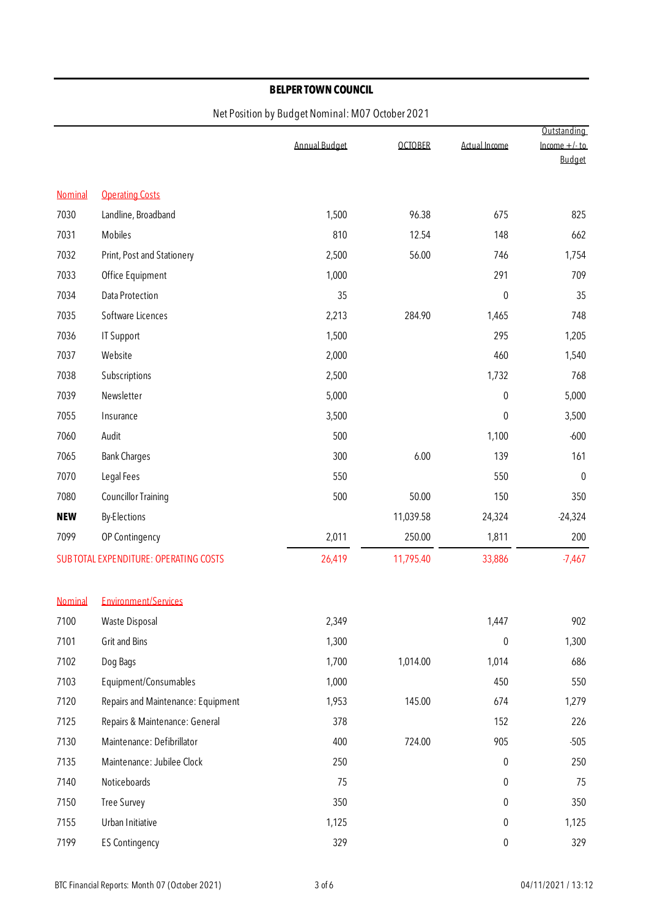**BELPER TOWN COUNCIL**

Net Position by Budget Nominal: M07 October 2021

| | | Annual Budget | OCTOBER | Actual Income | Outstanding Income +/- to Budget |
|---|---|---|---|---|---|
| Nominal | Operating Costs | | | | |
| 7030 | Landline, Broadband | 1,500 | 96.38 | 675 | 825 |
| 7031 | Mobiles | 810 | 12.54 | 148 | 662 |
| 7032 | Print, Post and Stationery | 2,500 | 56.00 | 746 | 1,754 |
| 7033 | Office Equipment | 1,000 | | 291 | 709 |
| 7034 | Data Protection | 35 | | 0 | 35 |
| 7035 | Software Licences | 2,213 | 284.90 | 1,465 | 748 |
| 7036 | IT Support | 1,500 | | 295 | 1,205 |
| 7037 | Website | 2,000 | | 460 | 1,540 |
| 7038 | Subscriptions | 2,500 | | 1,732 | 768 |
| 7039 | Newsletter | 5,000 | | 0 | 5,000 |
| 7055 | Insurance | 3,500 | | 0 | 3,500 |
| 7060 | Audit | 500 | | 1,100 | -600 |
| 7065 | Bank Charges | 300 | 6.00 | 139 | 161 |
| 7070 | Legal Fees | 550 | | 550 | 0 |
| 7080 | Councillor Training | 500 | 50.00 | 150 | 350 |
| **NEW** | By-Elections | | 11,039.58 | 24,324 | -24,324 |
| 7099 | OP Contingency | 2,011 | 250.00 | 1,811 | 200 |
| SUB TOTAL EXPENDITURE: OPERATING COSTS | | 26,419 | 11,795.40 | 33,886 | -7,467 |
| | | | | | |
| Nominal | Environment/Services | | | | |
| 7100 | Waste Disposal | 2,349 | | 1,447 | 902 |
| 7101 | Grit and Bins | 1,300 | | 0 | 1,300 |
| 7102 | Dog Bags | 1,700 | 1,014.00 | 1,014 | 686 |
| 7103 | Equipment/Consumables | 1,000 | | 450 | 550 |
| 7120 | Repairs and Maintenance: Equipment | 1,953 | 145.00 | 674 | 1,279 |
| 7125 | Repairs & Maintenance: General | 378 | | 152 | 226 |
| 7130 | Maintenance: Defibrillator | 400 | 724.00 | 905 | -505 |
| 7135 | Maintenance: Jubilee Clock | 250 | | 0 | 250 |
| 7140 | Noticeboards | 75 | | 0 | 75 |
| 7150 | Tree Survey | 350 | | 0 | 350 |
| 7155 | Urban Initiative | 1,125 | | 0 | 1,125 |
| 7199 | ES Contingency | 329 | | 0 | 329 |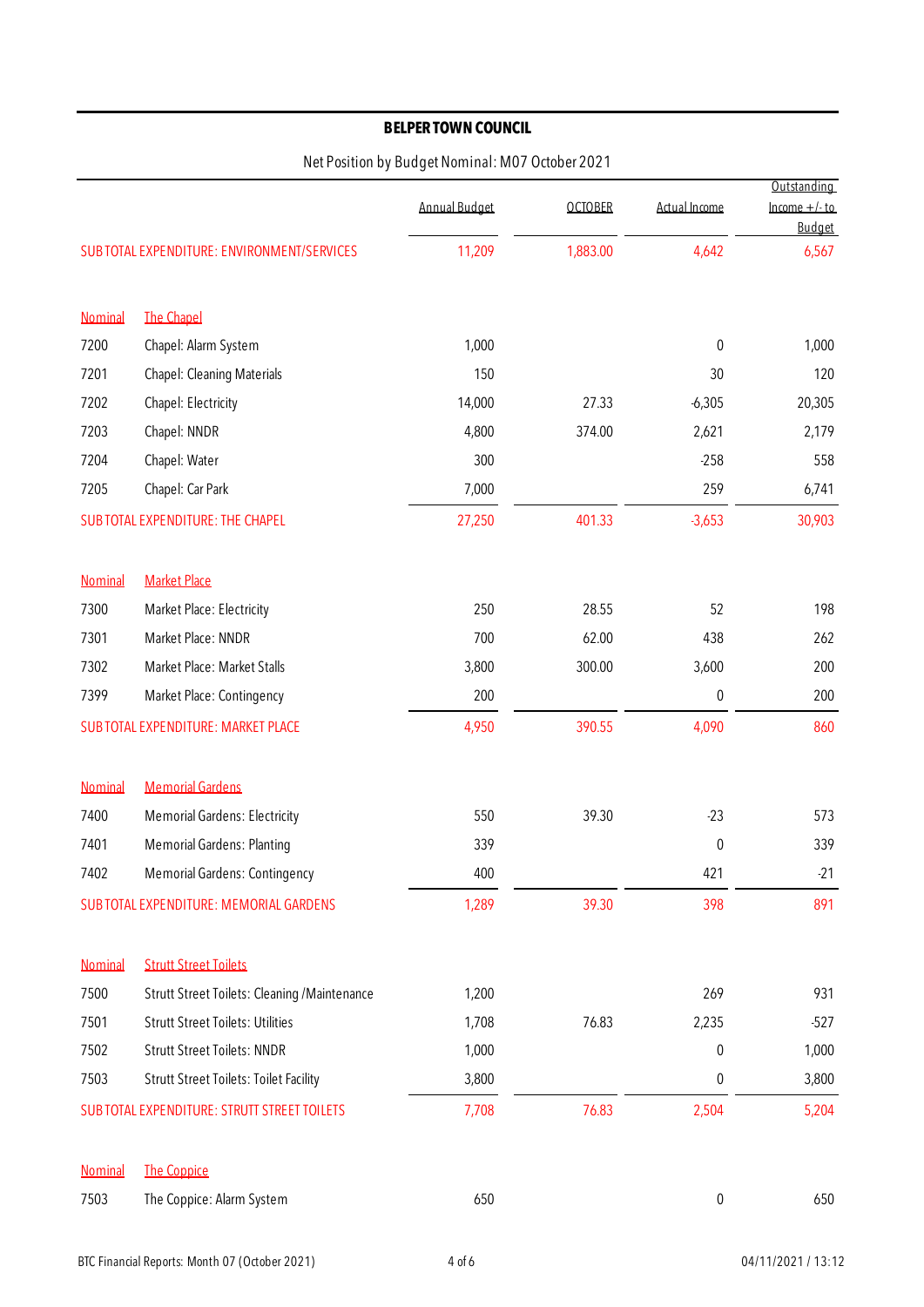# BELPER TOWN COUNCIL

Net Position by Budget Nominal: M07 October 2021

| | | Annual Budget | OCTOBER | Actual Income | Outstanding Income +/- to Budget |
|---|---|---|---|---|---|
| SUBTOTAL EXPENDITURE: ENVIRONMENT/SERVICES | | 11,209 | 1,883.00 | 4,642 | 6,567 |
| | | | | | |
| Nominal | The Chapel | | | | |
| 7200 | Chapel: Alarm System | 1,000 | | 0 | 1,000 |
| 7201 | Chapel: Cleaning Materials | 150 | | 30 | 120 |
| 7202 | Chapel: Electricity | 14,000 | 27.33 | -6,305 | 20,305 |
| 7203 | Chapel: NNDR | 4,800 | 374.00 | 2,621 | 2,179 |
| 7204 | Chapel: Water | 300 | | -258 | 558 |
| 7205 | Chapel: Car Park | 7,000 | | 259 | 6,741 |
| SUBTOTAL EXPENDITURE: THE CHAPEL | | 27,250 | 401.33 | -3,653 | 30,903 |
| | | | | | |
| Nominal | Market Place | | | | |
| 7300 | Market Place: Electricity | 250 | 28.55 | 52 | 198 |
| 7301 | Market Place: NNDR | 700 | 62.00 | 438 | 262 |
| 7302 | Market Place: Market Stalls | 3,800 | 300.00 | 3,600 | 200 |
| 7399 | Market Place: Contingency | 200 | | 0 | 200 |
| SUBTOTAL EXPENDITURE: MARKET PLACE | | 4,950 | 390.55 | 4,090 | 860 |
| | | | | | |
| Nominal | Memorial Gardens | | | | |
| 7400 | Memorial Gardens: Electricity | 550 | 39.30 | -23 | 573 |
| 7401 | Memorial Gardens: Planting | 339 | | 0 | 339 |
| 7402 | Memorial Gardens: Contingency | 400 | | 421 | -21 |
| SUBTOTAL EXPENDITURE: MEMORIAL GARDENS | | 1,289 | 39.30 | 398 | 891 |
| | | | | | |
| Nominal | Strutt Street Toilets | | | | |
| 7500 | Strutt Street Toilets: Cleaning /Maintenance | 1,200 | | 269 | 931 |
| 7501 | Strutt Street Toilets: Utilities | 1,708 | 76.83 | 2,235 | -527 |
| 7502 | Strutt Street Toilets: NNDR | 1,000 | | 0 | 1,000 |
| 7503 | Strutt Street Toilets: Toilet Facility | 3,800 | | 0 | 3,800 |
| SUBTOTAL EXPENDITURE: STRUTT STREET TOILETS | | 7,708 | 76.83 | 2,504 | 5,204 |
| | | | | | |
| Nominal | The Coppice | | | | |
| 7503 | The Coppice: Alarm System | 650 | | 0 | 650 |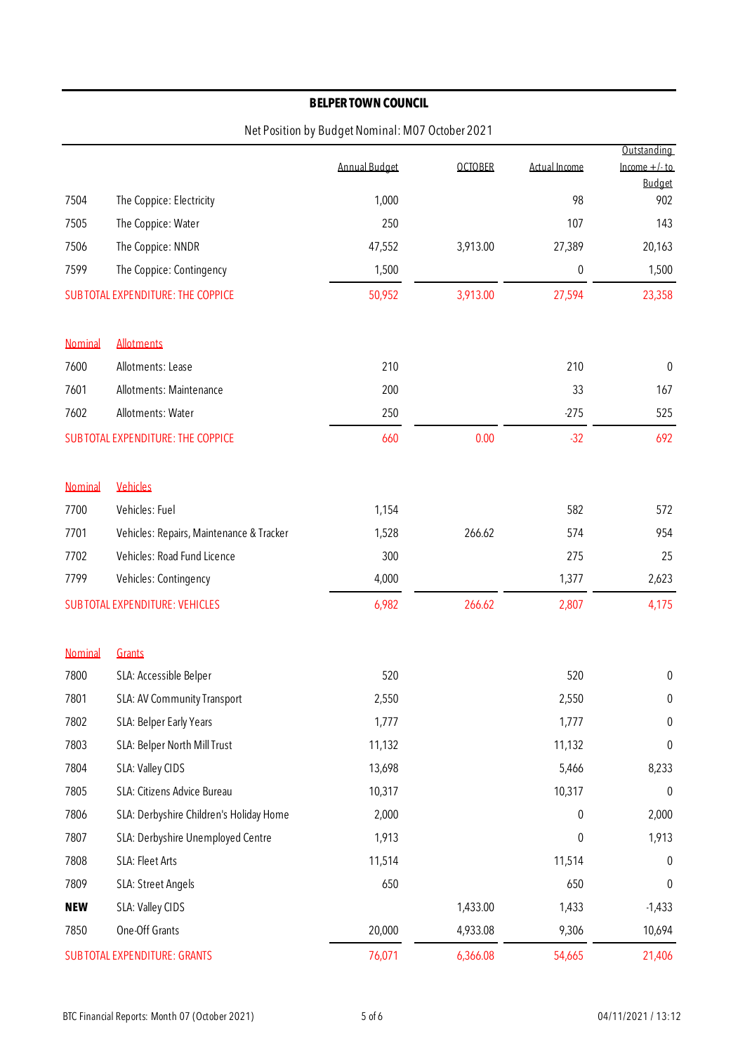**BELPER TOWN COUNCIL**

Net Position by Budget Nominal: M07 October 2021

| | | Annual Budget | OCTOBER | Actual Income | Outstanding Income +/- to Budget |
|---|---|---|---|---|---|
| 7504 | The Coppice: Electricity | 1,000 | | 98 | 902 |
| 7505 | The Coppice: Water | 250 | | 107 | 143 |
| 7506 | The Coppice: NNDR | 47,552 | 3,913.00 | 27,389 | 20,163 |
| 7599 | The Coppice: Contingency | 1,500 | | 0 | 1,500 |
| SUBTOTAL EXPENDITURE: THE COPPICE | | 50,952 | 3,913.00 | 27,594 | 23,358 |
| | | | | | |
| Nominal | Allotments | | | | |
| 7600 | Allotments: Lease | 210 | | 210 | 0 |
| 7601 | Allotments: Maintenance | 200 | | 33 | 167 |
| 7602 | Allotments: Water | 250 | | -275 | 525 |
| SUBTOTAL EXPENDITURE: THE COPPICE | | 660 | 0.00 | -32 | 692 |
| | | | | | |
| Nominal | Vehicles | | | | |
| 7700 | Vehicles: Fuel | 1,154 | | 582 | 572 |
| 7701 | Vehicles: Repairs, Maintenance & Tracker | 1,528 | 266.62 | 574 | 954 |
| 7702 | Vehicles: Road Fund Licence | 300 | | 275 | 25 |
| 7799 | Vehicles: Contingency | 4,000 | | 1,377 | 2,623 |
| SUBTOTAL EXPENDITURE: VEHICLES | | 6,982 | 266.62 | 2,807 | 4,175 |
| | | | | | |
| Nominal | Grants | | | | |
| 7800 | SLA: Accessible Belper | 520 | | 520 | 0 |
| 7801 | SLA: AV Community Transport | 2,550 | | 2,550 | 0 |
| 7802 | SLA: Belper Early Years | 1,777 | | 1,777 | 0 |
| 7803 | SLA: Belper North Mill Trust | 11,132 | | 11,132 | 0 |
| 7804 | SLA: Valley CIDS | 13,698 | | 5,466 | 8,233 |
| 7805 | SLA: Citizens Advice Bureau | 10,317 | | 10,317 | 0 |
| 7806 | SLA: Derbyshire Children's Holiday Home | 2,000 | | 0 | 2,000 |
| 7807 | SLA: Derbyshire Unemployed Centre | 1,913 | | 0 | 1,913 |
| 7808 | SLA: Fleet Arts | 11,514 | | 11,514 | 0 |
| 7809 | SLA: Street Angels | 650 | | 650 | 0 |
| **NEW** | SLA: Valley CIDS | | 1,433.00 | 1,433 | -1,433 |
| 7850 | One-Off Grants | 20,000 | 4,933.08 | 9,306 | 10,694 |
| SUBTOTAL EXPENDITURE: GRANTS | | 76,071 | 6,366.08 | 54,665 | 21,406 |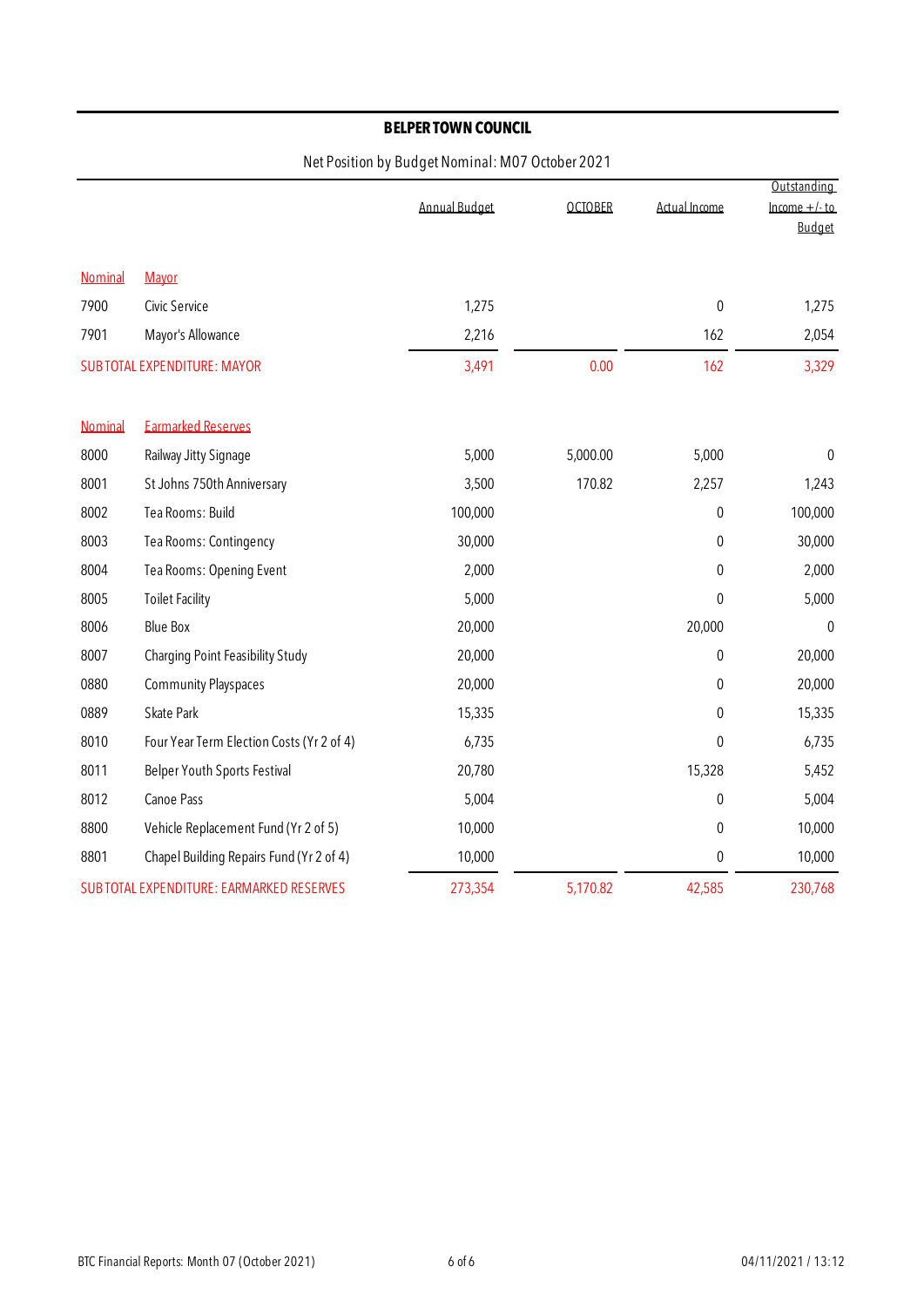# BELPER TOWN COUNCIL

Net Position by Budget Nominal: M07 October 2021

| | | Annual Budget | OCTOBER | Actual Income | Outstanding Income +/- to Budget |
|---|---|---|---|---|---|
| Nominal | Mayor | | | | |
| 7900 | Civic Service | 1,275 | | 0 | 1,275 |
| 7901 | Mayor's Allowance | 2,216 | | 162 | 2,054 |
| SUBTOTAL EXPENDITURE: MAYOR | | 3,491 | 0.00 | 162 | 3,329 |
| Nominal | Earmarked Reserves | | | | |
| 8000 | Railway Jitty Signage | 5,000 | 5,000.00 | 5,000 | 0 |
| 8001 | St Johns 750th Anniversary | 3,500 | 170.82 | 2,257 | 1,243 |
| 8002 | Tea Rooms: Build | 100,000 | | 0 | 100,000 |
| 8003 | Tea Rooms: Contingency | 30,000 | | 0 | 30,000 |
| 8004 | Tea Rooms: Opening Event | 2,000 | | 0 | 2,000 |
| 8005 | Toilet Facility | 5,000 | | 0 | 5,000 |
| 8006 | Blue Box | 20,000 | | 20,000 | 0 |
| 8007 | Charging Point Feasibility Study | 20,000 | | 0 | 20,000 |
| 0880 | Community Playspaces | 20,000 | | 0 | 20,000 |
| 0889 | Skate Park | 15,335 | | 0 | 15,335 |
| 8010 | Four Year Term Election Costs (Yr 2 of 4) | 6,735 | | 0 | 6,735 |
| 8011 | Belper Youth Sports Festival | 20,780 | | 15,328 | 5,452 |
| 8012 | Canoe Pass | 5,004 | | 0 | 5,004 |
| 8800 | Vehicle Replacement Fund (Yr 2 of 5) | 10,000 | | 0 | 10,000 |
| 8801 | Chapel Building Repairs Fund (Yr 2 of 4) | 10,000 | | 0 | 10,000 |
| SUBTOTAL EXPENDITURE: EARMARKED RESERVES | | 273,354 | 5,170.82 | 42,585 | 230,768 |